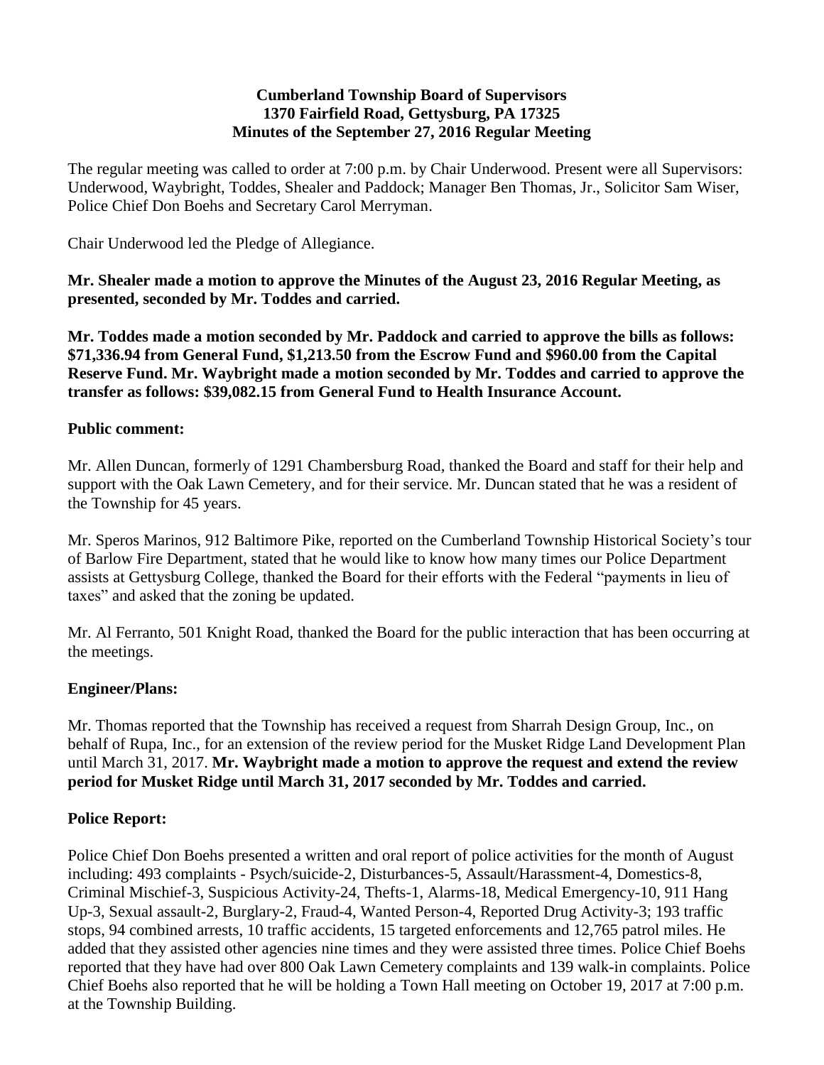**Cumberland Township Board of Supervisors**
**1370 Fairfield Road, Gettysburg, PA 17325**
**Minutes of the September 27, 2016 Regular Meeting**

The regular meeting was called to order at 7:00 p.m. by Chair Underwood. Present were all Supervisors: Underwood, Waybright, Toddes, Shealer and Paddock; Manager Ben Thomas, Jr., Solicitor Sam Wiser, Police Chief Don Boehs and Secretary Carol Merryman.

Chair Underwood led the Pledge of Allegiance.

**Mr. Shealer made a motion to approve the Minutes of the August 23, 2016 Regular Meeting, as presented, seconded by Mr. Toddes and carried.**

**Mr. Toddes made a motion seconded by Mr. Paddock and carried to approve the bills as follows: $71,336.94 from General Fund, $1,213.50 from the Escrow Fund and $960.00 from the Capital Reserve Fund. Mr. Waybright made a motion seconded by Mr. Toddes and carried to approve the transfer as follows: $39,082.15 from General Fund to Health Insurance Account.**

**Public comment:**

Mr. Allen Duncan, formerly of 1291 Chambersburg Road, thanked the Board and staff for their help and support with the Oak Lawn Cemetery, and for their service. Mr. Duncan stated that he was a resident of the Township for 45 years.

Mr. Speros Marinos, 912 Baltimore Pike, reported on the Cumberland Township Historical Society's tour of Barlow Fire Department, stated that he would like to know how many times our Police Department assists at Gettysburg College, thanked the Board for their efforts with the Federal "payments in lieu of taxes" and asked that the zoning be updated.

Mr. Al Ferranto, 501 Knight Road, thanked the Board for the public interaction that has been occurring at the meetings.

**Engineer/Plans:**

Mr. Thomas reported that the Township has received a request from Sharrah Design Group, Inc., on behalf of Rupa, Inc., for an extension of the review period for the Musket Ridge Land Development Plan until March 31, 2017. **Mr. Waybright made a motion to approve the request and extend the review period for Musket Ridge until March 31, 2017 seconded by Mr. Toddes and carried.**

**Police Report:**

Police Chief Don Boehs presented a written and oral report of police activities for the month of August including: 493 complaints - Psych/suicide-2, Disturbances-5, Assault/Harassment-4, Domestics-8, Criminal Mischief-3, Suspicious Activity-24, Thefts-1, Alarms-18, Medical Emergency-10, 911 Hang Up-3, Sexual assault-2, Burglary-2, Fraud-4, Wanted Person-4, Reported Drug Activity-3; 193 traffic stops, 94 combined arrests, 10 traffic accidents, 15 targeted enforcements and 12,765 patrol miles. He added that they assisted other agencies nine times and they were assisted three times. Police Chief Boehs reported that they have had over 800 Oak Lawn Cemetery complaints and 139 walk-in complaints. Police Chief Boehs also reported that he will be holding a Town Hall meeting on October 19, 2017 at 7:00 p.m. at the Township Building.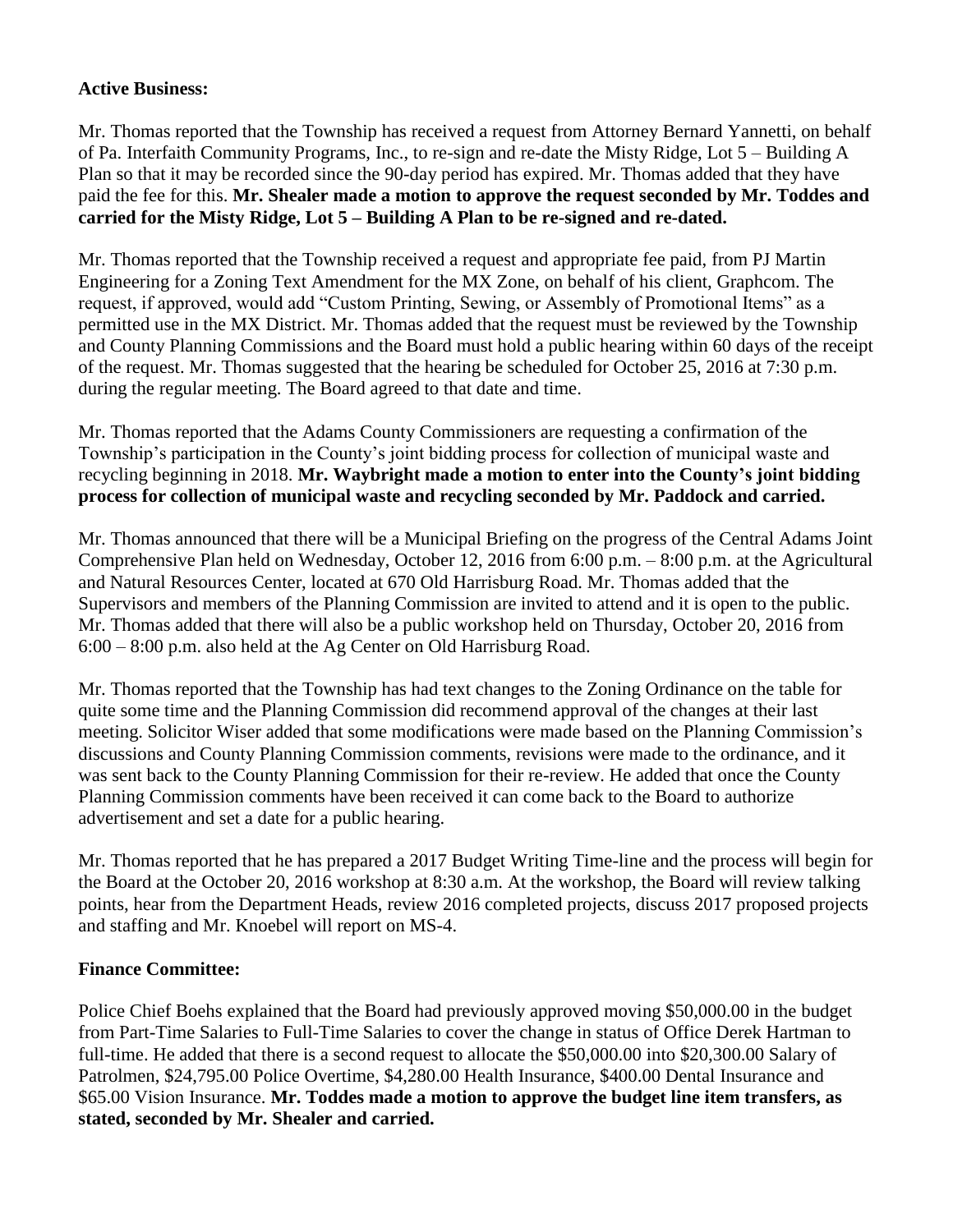**Active Business:**

Mr. Thomas reported that the Township has received a request from Attorney Bernard Yannetti, on behalf of Pa. Interfaith Community Programs, Inc., to re-sign and re-date the Misty Ridge, Lot 5 – Building A Plan so that it may be recorded since the 90-day period has expired. Mr. Thomas added that they have paid the fee for this. **Mr. Shealer made a motion to approve the request seconded by Mr. Toddes and carried for the Misty Ridge, Lot 5 – Building A Plan to be re-signed and re-dated.**

Mr. Thomas reported that the Township received a request and appropriate fee paid, from PJ Martin Engineering for a Zoning Text Amendment for the MX Zone, on behalf of his client, Graphcom. The request, if approved, would add "Custom Printing, Sewing, or Assembly of Promotional Items" as a permitted use in the MX District. Mr. Thomas added that the request must be reviewed by the Township and County Planning Commissions and the Board must hold a public hearing within 60 days of the receipt of the request. Mr. Thomas suggested that the hearing be scheduled for October 25, 2016 at 7:30 p.m. during the regular meeting. The Board agreed to that date and time.

Mr. Thomas reported that the Adams County Commissioners are requesting a confirmation of the Township's participation in the County's joint bidding process for collection of municipal waste and recycling beginning in 2018. **Mr. Waybright made a motion to enter into the County's joint bidding process for collection of municipal waste and recycling seconded by Mr. Paddock and carried.**

Mr. Thomas announced that there will be a Municipal Briefing on the progress of the Central Adams Joint Comprehensive Plan held on Wednesday, October 12, 2016 from 6:00 p.m. – 8:00 p.m. at the Agricultural and Natural Resources Center, located at 670 Old Harrisburg Road. Mr. Thomas added that the Supervisors and members of the Planning Commission are invited to attend and it is open to the public. Mr. Thomas added that there will also be a public workshop held on Thursday, October 20, 2016 from 6:00 – 8:00 p.m. also held at the Ag Center on Old Harrisburg Road.

Mr. Thomas reported that the Township has had text changes to the Zoning Ordinance on the table for quite some time and the Planning Commission did recommend approval of the changes at their last meeting. Solicitor Wiser added that some modifications were made based on the Planning Commission's discussions and County Planning Commission comments, revisions were made to the ordinance, and it was sent back to the County Planning Commission for their re-review. He added that once the County Planning Commission comments have been received it can come back to the Board to authorize advertisement and set a date for a public hearing.

Mr. Thomas reported that he has prepared a 2017 Budget Writing Time-line and the process will begin for the Board at the October 20, 2016 workshop at 8:30 a.m. At the workshop, the Board will review talking points, hear from the Department Heads, review 2016 completed projects, discuss 2017 proposed projects and staffing and Mr. Knoebel will report on MS-4.

**Finance Committee:**

Police Chief Boehs explained that the Board had previously approved moving $50,000.00 in the budget from Part-Time Salaries to Full-Time Salaries to cover the change in status of Office Derek Hartman to full-time. He added that there is a second request to allocate the $50,000.00 into $20,300.00 Salary of Patrolmen, $24,795.00 Police Overtime, $4,280.00 Health Insurance, $400.00 Dental Insurance and $65.00 Vision Insurance. **Mr. Toddes made a motion to approve the budget line item transfers, as stated, seconded by Mr. Shealer and carried.**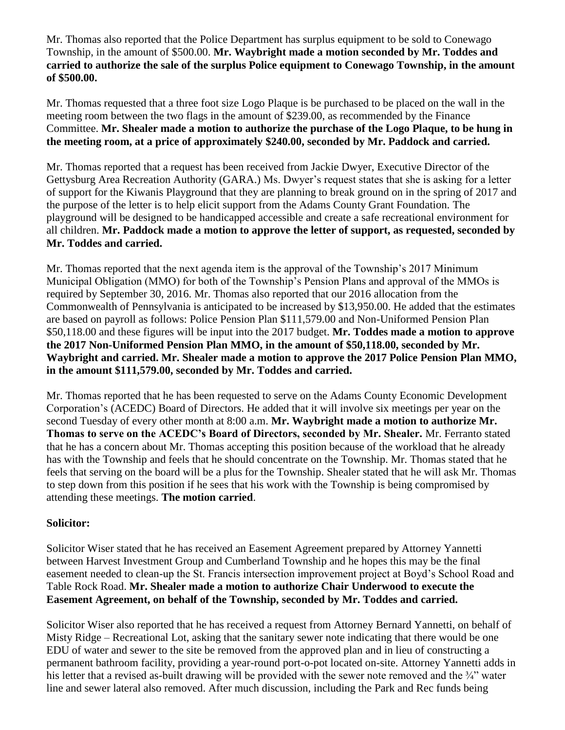Mr. Thomas also reported that the Police Department has surplus equipment to be sold to Conewago Township, in the amount of $500.00. **Mr. Waybright made a motion seconded by Mr. Toddes and carried to authorize the sale of the surplus Police equipment to Conewago Township, in the amount of $500.00.**

Mr. Thomas requested that a three foot size Logo Plaque is be purchased to be placed on the wall in the meeting room between the two flags in the amount of $239.00, as recommended by the Finance Committee. **Mr. Shealer made a motion to authorize the purchase of the Logo Plaque, to be hung in the meeting room, at a price of approximately $240.00, seconded by Mr. Paddock and carried.**

Mr. Thomas reported that a request has been received from Jackie Dwyer, Executive Director of the Gettysburg Area Recreation Authority (GARA.) Ms. Dwyer's request states that she is asking for a letter of support for the Kiwanis Playground that they are planning to break ground on in the spring of 2017 and the purpose of the letter is to help elicit support from the Adams County Grant Foundation. The playground will be designed to be handicapped accessible and create a safe recreational environment for all children. **Mr. Paddock made a motion to approve the letter of support, as requested, seconded by Mr. Toddes and carried.**

Mr. Thomas reported that the next agenda item is the approval of the Township's 2017 Minimum Municipal Obligation (MMO) for both of the Township's Pension Plans and approval of the MMOs is required by September 30, 2016. Mr. Thomas also reported that our 2016 allocation from the Commonwealth of Pennsylvania is anticipated to be increased by $13,950.00. He added that the estimates are based on payroll as follows: Police Pension Plan $111,579.00 and Non-Uniformed Pension Plan $50,118.00 and these figures will be input into the 2017 budget. **Mr. Toddes made a motion to approve the 2017 Non-Uniformed Pension Plan MMO, in the amount of $50,118.00, seconded by Mr. Waybright and carried. Mr. Shealer made a motion to approve the 2017 Police Pension Plan MMO, in the amount $111,579.00, seconded by Mr. Toddes and carried.**

Mr. Thomas reported that he has been requested to serve on the Adams County Economic Development Corporation's (ACEDC) Board of Directors. He added that it will involve six meetings per year on the second Tuesday of every other month at 8:00 a.m. **Mr. Waybright made a motion to authorize Mr. Thomas to serve on the ACEDC's Board of Directors, seconded by Mr. Shealer.** Mr. Ferranto stated that he has a concern about Mr. Thomas accepting this position because of the workload that he already has with the Township and feels that he should concentrate on the Township. Mr. Thomas stated that he feels that serving on the board will be a plus for the Township. Shealer stated that he will ask Mr. Thomas to step down from this position if he sees that his work with the Township is being compromised by attending these meetings. **The motion carried**.

**Solicitor:**

Solicitor Wiser stated that he has received an Easement Agreement prepared by Attorney Yannetti between Harvest Investment Group and Cumberland Township and he hopes this may be the final easement needed to clean-up the St. Francis intersection improvement project at Boyd's School Road and Table Rock Road. **Mr. Shealer made a motion to authorize Chair Underwood to execute the Easement Agreement, on behalf of the Township, seconded by Mr. Toddes and carried.**

Solicitor Wiser also reported that he has received a request from Attorney Bernard Yannetti, on behalf of Misty Ridge – Recreational Lot, asking that the sanitary sewer note indicating that there would be one EDU of water and sewer to the site be removed from the approved plan and in lieu of constructing a permanent bathroom facility, providing a year-round port-o-pot located on-site. Attorney Yannetti adds in his letter that a revised as-built drawing will be provided with the sewer note removed and the ¾" water line and sewer lateral also removed. After much discussion, including the Park and Rec funds being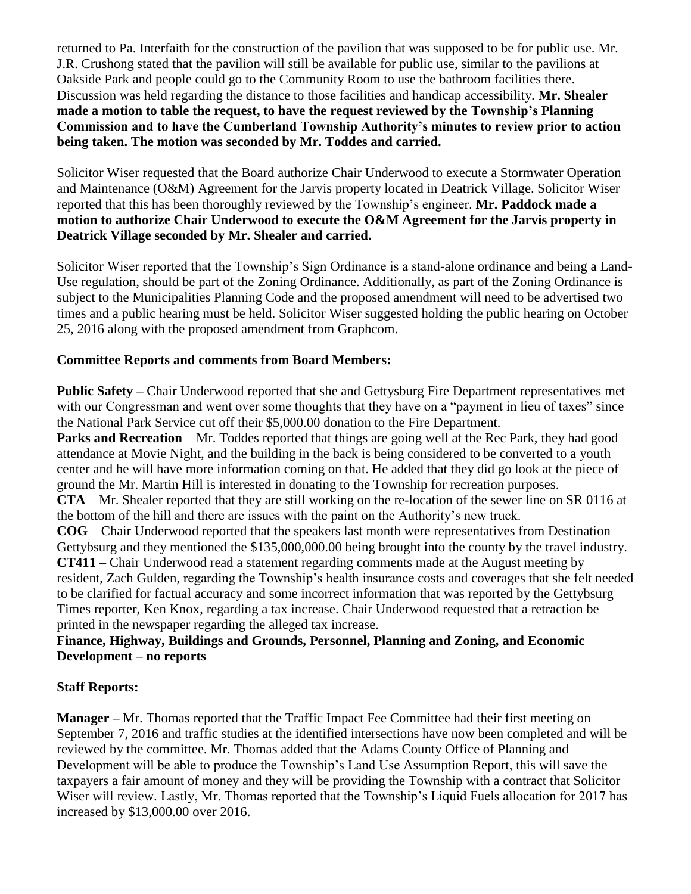returned to Pa. Interfaith for the construction of the pavilion that was supposed to be for public use. Mr. J.R. Crushong stated that the pavilion will still be available for public use, similar to the pavilions at Oakside Park and people could go to the Community Room to use the bathroom facilities there. Discussion was held regarding the distance to those facilities and handicap accessibility. **Mr. Shealer made a motion to table the request, to have the request reviewed by the Township's Planning Commission and to have the Cumberland Township Authority's minutes to review prior to action being taken. The motion was seconded by Mr. Toddes and carried.**

Solicitor Wiser requested that the Board authorize Chair Underwood to execute a Stormwater Operation and Maintenance (O&M) Agreement for the Jarvis property located in Deatrick Village. Solicitor Wiser reported that this has been thoroughly reviewed by the Township's engineer. **Mr. Paddock made a motion to authorize Chair Underwood to execute the O&M Agreement for the Jarvis property in Deatrick Village seconded by Mr. Shealer and carried.**

Solicitor Wiser reported that the Township's Sign Ordinance is a stand-alone ordinance and being a Land-Use regulation, should be part of the Zoning Ordinance. Additionally, as part of the Zoning Ordinance is subject to the Municipalities Planning Code and the proposed amendment will need to be advertised two times and a public hearing must be held. Solicitor Wiser suggested holding the public hearing on October 25, 2016 along with the proposed amendment from Graphcom.

**Committee Reports and comments from Board Members:**

**Public Safety –** Chair Underwood reported that she and Gettysburg Fire Department representatives met with our Congressman and went over some thoughts that they have on a "payment in lieu of taxes" since the National Park Service cut off their $5,000.00 donation to the Fire Department.

**Parks and Recreation** – Mr. Toddes reported that things are going well at the Rec Park, they had good attendance at Movie Night, and the building in the back is being considered to be converted to a youth center and he will have more information coming on that. He added that they did go look at the piece of ground the Mr. Martin Hill is interested in donating to the Township for recreation purposes.

**CTA** – Mr. Shealer reported that they are still working on the re-location of the sewer line on SR 0116 at the bottom of the hill and there are issues with the paint on the Authority's new truck.

**COG** – Chair Underwood reported that the speakers last month were representatives from Destination Gettybsurg and they mentioned the $135,000,000.00 being brought into the county by the travel industry.

**CT411 –** Chair Underwood read a statement regarding comments made at the August meeting by resident, Zach Gulden, regarding the Township's health insurance costs and coverages that she felt needed to be clarified for factual accuracy and some incorrect information that was reported by the Gettybsurg Times reporter, Ken Knox, regarding a tax increase. Chair Underwood requested that a retraction be printed in the newspaper regarding the alleged tax increase.

**Finance, Highway, Buildings and Grounds, Personnel, Planning and Zoning, and Economic Development – no reports**

**Staff Reports:**

**Manager –** Mr. Thomas reported that the Traffic Impact Fee Committee had their first meeting on September 7, 2016 and traffic studies at the identified intersections have now been completed and will be reviewed by the committee. Mr. Thomas added that the Adams County Office of Planning and Development will be able to produce the Township's Land Use Assumption Report, this will save the taxpayers a fair amount of money and they will be providing the Township with a contract that Solicitor Wiser will review. Lastly, Mr. Thomas reported that the Township's Liquid Fuels allocation for 2017 has increased by $13,000.00 over 2016.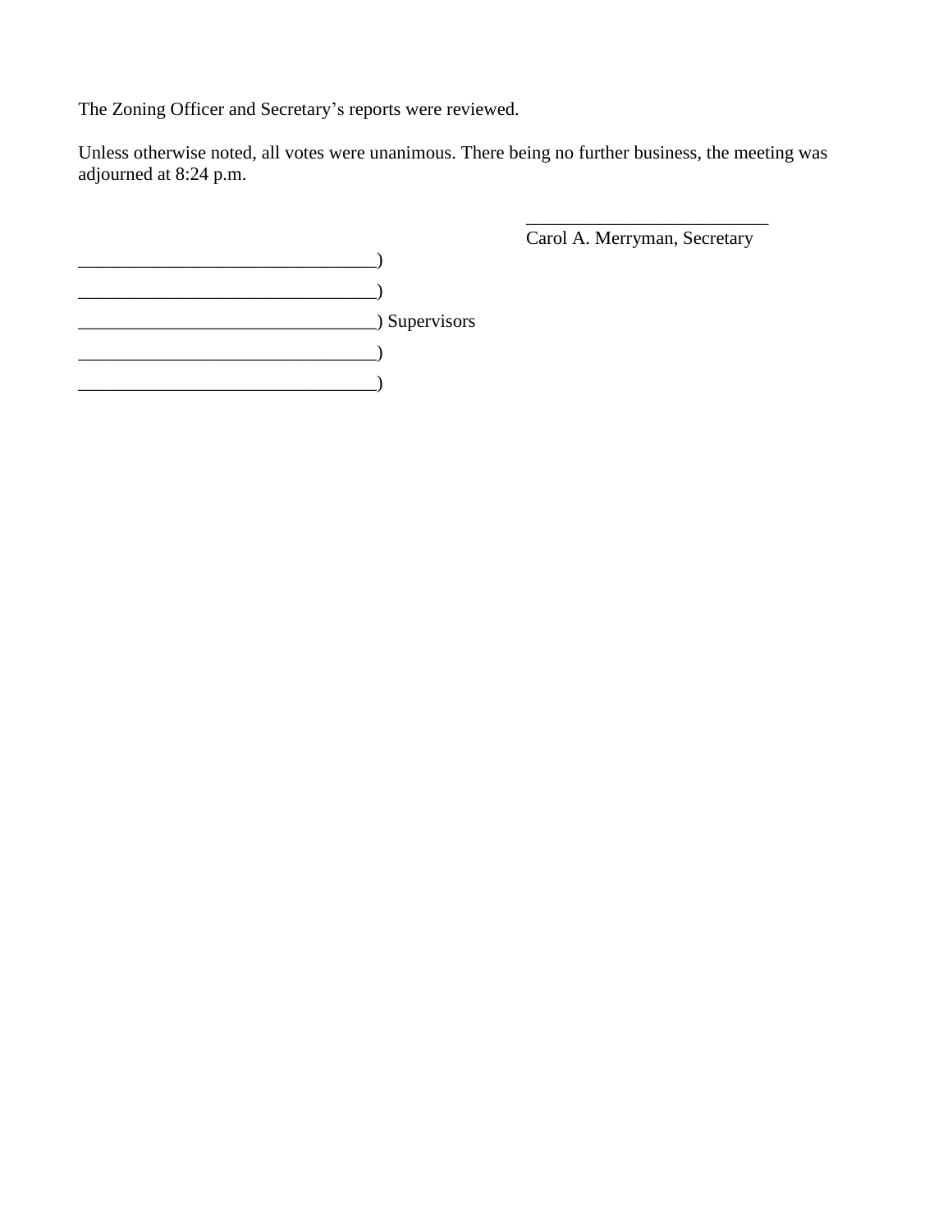The Zoning Officer and Secretary's reports were reviewed.

Unless otherwise noted, all votes were unanimous. There being no further business, the meeting was adjourned at 8:24 p.m.

__________________________
Carol A. Merryman, Secretary

________________________________)
________________________________)
________________________________) Supervisors
________________________________)
________________________________)